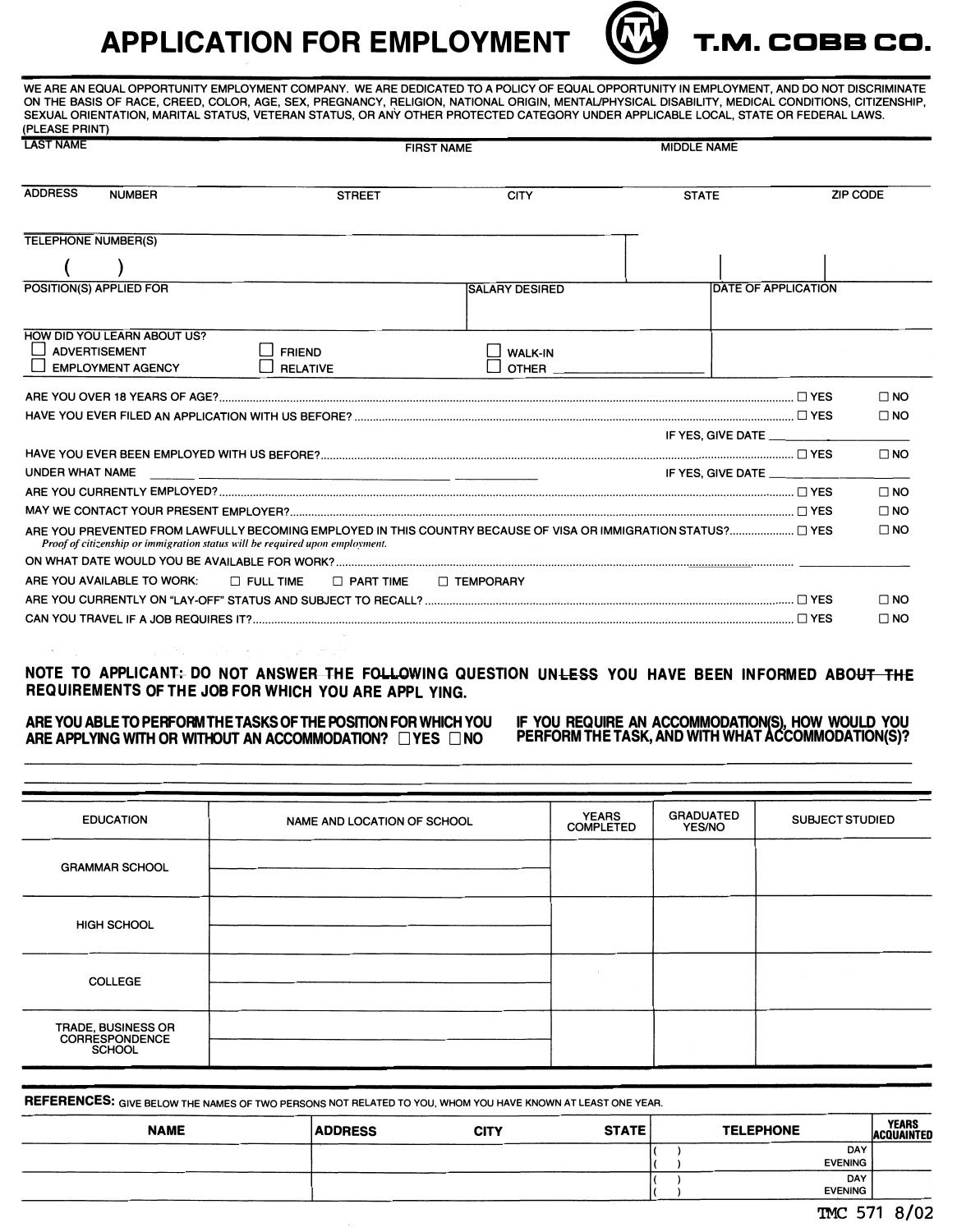# APPLICATION FOR EMPLOYMENT

**T.M. COBB CO.**

WE ARE AN EQUAL OPPORTUNITY EMPLOYMENT COMPANY. WE ARE DEDICATED TO A POLICY OF EQUAL OPPORTUNITY IN EMPLOYMENT, AND DO NOT DISCRIMINATE ON THE BASIS OF RACE, CREED, COLOR, AGE, SEX, PREGNANCY, RELIGION, NATIONAL ORIGIN, MENTAL/PHYSICAL DISABILITY, MEDICAL CONDITIONS, CITIZENSHIP, SEXUAL ORIENTATION, MARITAL STATUS, VETERAN STATUS, OR ANY OTHER PROTECTED CATEGORY UNDER APPLICABLE LOCAL, STATE OR FEDERAL LAWS.

(PLEASE PRINT)

| LAST NAME | FIRST NAME | MIDDLE NAME |
|---|---|---|
| | | |

| ADDRESS NUMBER | STREET | CITY | STATE | ZIP CODE |
|---|---|---|---|---|
| | | | | |

TELEPHONE NUMBER(S)

( )

| POSITION(S) APPLIED FOR | SALARY DESIRED | DATE OF APPLICATION |
|---|---|---|
| | | |

HOW DID YOU LEARN ABOUT US?

- ☐ ADVERTISEMENT
- ☐ EMPLOYMENT AGENCY
- ☐ FRIEND
- ☐ RELATIVE
- ☐ WALK-IN
- ☐ OTHER ______

ARE YOU OVER 18 YEARS OF AGE? ☐ YES ☐ NO

HAVE YOU EVER FILED AN APPLICATION WITH US BEFORE? ☐ YES ☐ NO

IF YES, GIVE DATE ______

HAVE YOU EVER BEEN EMPLOYED WITH US BEFORE? ☐ YES ☐ NO

UNDER WHAT NAME ______ IF YES, GIVE DATE ______

ARE YOU CURRENTLY EMPLOYED? ☐ YES ☐ NO

MAY WE CONTACT YOUR PRESENT EMPLOYER? ☐ YES ☐ NO

ARE YOU PREVENTED FROM LAWFULLY BECOMING EMPLOYED IN THIS COUNTRY BECAUSE OF VISA OR IMMIGRATION STATUS? ☐ YES ☐ NO

*Proof of citizenship or immigration status will be required upon employment.*

ON WHAT DATE WOULD YOU BE AVAILABLE FOR WORK? ______

ARE YOU AVAILABLE TO WORK: ☐ FULL TIME ☐ PART TIME ☐ TEMPORARY

ARE YOU CURRENTLY ON "LAY-OFF" STATUS AND SUBJECT TO RECALL? ☐ YES ☐ NO

CAN YOU TRAVEL IF A JOB REQUIRES IT? ☐ YES ☐ NO

**NOTE TO APPLICANT: DO NOT ANSWER THE FOLLOWING QUESTION UNLESS YOU HAVE BEEN INFORMED ABOUT THE REQUIREMENTS OF THE JOB FOR WHICH YOU ARE APPLYING.**

**ARE YOU ABLE TO PERFORM THE TASKS OF THE POSITION FOR WHICH YOU ARE APPLYING WITH OR WITHOUT AN ACCOMMODATION?** ☐ YES ☐ NO

**IF YOU REQUIRE AN ACCOMMODATION(S), HOW WOULD YOU PERFORM THE TASK, AND WITH WHAT ACCOMMODATION(S)?**

| EDUCATION | NAME AND LOCATION OF SCHOOL | YEARS COMPLETED | GRADUATED YES/NO | SUBJECT STUDIED |
|---|---|---|---|---|
| GRAMMAR SCHOOL | | | | |
| HIGH SCHOOL | | | | |
| COLLEGE | | | | |
| TRADE, BUSINESS OR CORRESPONDENCE SCHOOL | | | | |

**REFERENCES:** GIVE BELOW THE NAMES OF TWO PERSONS NOT RELATED TO YOU, WHOM YOU HAVE KNOWN AT LEAST ONE YEAR.

| NAME | ADDRESS | CITY | STATE | TELEPHONE | YEARS ACQUAINTED |
|---|---|---|---|---|---|
| | | | | ( ) DAY<br>( ) EVENING | |
| | | | | ( ) DAY<br>( ) EVENING | |

TMC 571 8/02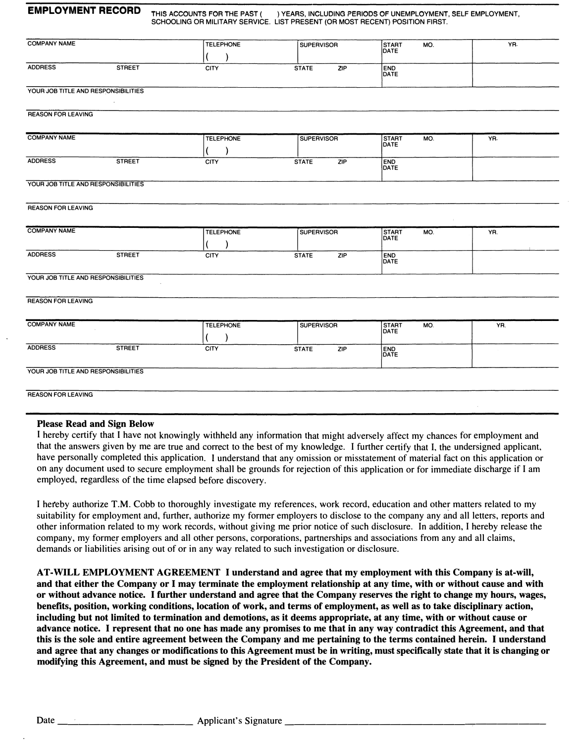## EMPLOYMENT RECORD

THIS ACCOUNTS FOR THE PAST (     ) YEARS, INCLUDING PERIODS OF UNEMPLOYMENT, SELF EMPLOYMENT, SCHOOLING OR MILITARY SERVICE. LIST PRESENT (OR MOST RECENT) POSITION FIRST.

| COMPANY NAME | | TELEPHONE ( ) | SUPERVISOR | | START DATE | MO. | YR. |
|---|---|---|---|---|---|---|---|
| ADDRESS | STREET | CITY | STATE | ZIP | END DATE | | |
| YOUR JOB TITLE AND RESPONSIBILITIES | | | | | | | |
| REASON FOR LEAVING | | | | | | | |

| COMPANY NAME | | TELEPHONE ( ) | SUPERVISOR | | START DATE | MO. | YR. |
|---|---|---|---|---|---|---|---|
| ADDRESS | STREET | CITY | STATE | ZIP | END DATE | | |
| YOUR JOB TITLE AND RESPONSIBILITIES | | | | | | | |
| REASON FOR LEAVING | | | | | | | |

| COMPANY NAME | | TELEPHONE ( ) | SUPERVISOR | | START DATE | MO. | YR. |
|---|---|---|---|---|---|---|---|
| ADDRESS | STREET | CITY | STATE | ZIP | END DATE | | |
| YOUR JOB TITLE AND RESPONSIBILITIES | | | | | | | |
| REASON FOR LEAVING | | | | | | | |

| COMPANY NAME | | TELEPHONE ( ) | SUPERVISOR | | START DATE | MO. | YR. |
|---|---|---|---|---|---|---|---|
| ADDRESS | STREET | CITY | STATE | ZIP | END DATE | | |
| YOUR JOB TITLE AND RESPONSIBILITIES | | | | | | | |
| REASON FOR LEAVING | | | | | | | |

**Please Read and Sign Below**

I hereby certify that I have not knowingly withheld any information that might adversely affect my chances for employment and that the answers given by me are true and correct to the best of my knowledge. I further certify that I, the undersigned applicant, have personally completed this application. I understand that any omission or misstatement of material fact on this application or on any document used to secure employment shall be grounds for rejection of this application or for immediate discharge if I am employed, regardless of the time elapsed before discovery.

I hereby authorize T.M. Cobb to thoroughly investigate my references, work record, education and other matters related to my suitability for employment and, further, authorize my former employers to disclose to the company any and all letters, reports and other information related to my work records, without giving me prior notice of such disclosure. In addition, I hereby release the company, my former employers and all other persons, corporations, partnerships and associations from any and all claims, demands or liabilities arising out of or in any way related to such investigation or disclosure.

**AT-WILL EMPLOYMENT AGREEMENT I understand and agree that my employment with this Company is at-will, and that either the Company or I may terminate the employment relationship at any time, with or without cause and with or without advance notice. I further understand and agree that the Company reserves the right to change my hours, wages, benefits, position, working conditions, location of work, and terms of employment, as well as to take disciplinary action, including but not limited to termination and demotions, as it deems appropriate, at any time, with or without cause or advance notice. I represent that no one has made any promises to me that in any way contradict this Agreement, and that this is the sole and entire agreement between the Company and me pertaining to the terms contained herein. I understand and agree that any changes or modifications to this Agreement must be in writing, must specifically state that it is changing or modifying this Agreement, and must be signed by the President of the Company.**

Date ______________________ Applicant's Signature ______________________________________________